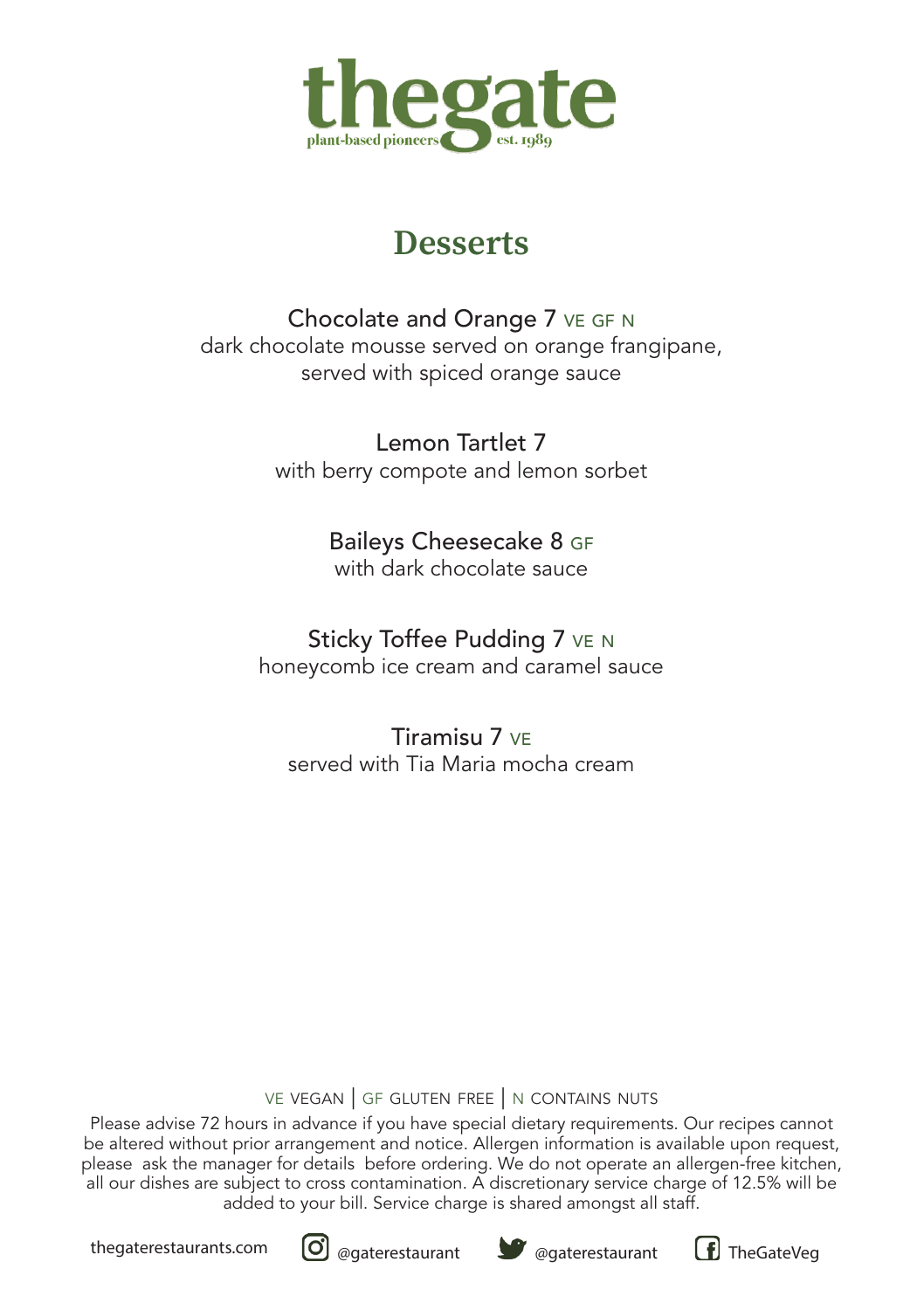# thegate

plant-based pioneers est. 1989

## Desserts

**Chocolate and Orange 7** VE GF N
dark chocolate mousse served on orange frangipane,
served with spiced orange sauce

**Lemon Tartlet 7**
with berry compote and lemon sorbet

**Baileys Cheesecake 8** GF
with dark chocolate sauce

**Sticky Toffee Pudding 7** VE N
honeycomb ice cream and caramel sauce

**Tiramisu 7** VE
served with Tia Maria mocha cream

VE VEGAN | GF GLUTEN FREE | N CONTAINS NUTS

Please advise 72 hours in advance if you have special dietary requirements. Our recipes cannot be altered without prior arrangement and notice. Allergen information is available upon request, please ask the manager for details before ordering. We do not operate an allergen-free kitchen, all our dishes are subject to cross contamination. A discretionary service charge of 12.5% will be added to your bill. Service charge is shared amongst all staff.

thegaterestaurants.com @gaterestaurant @gaterestaurant TheGateVeg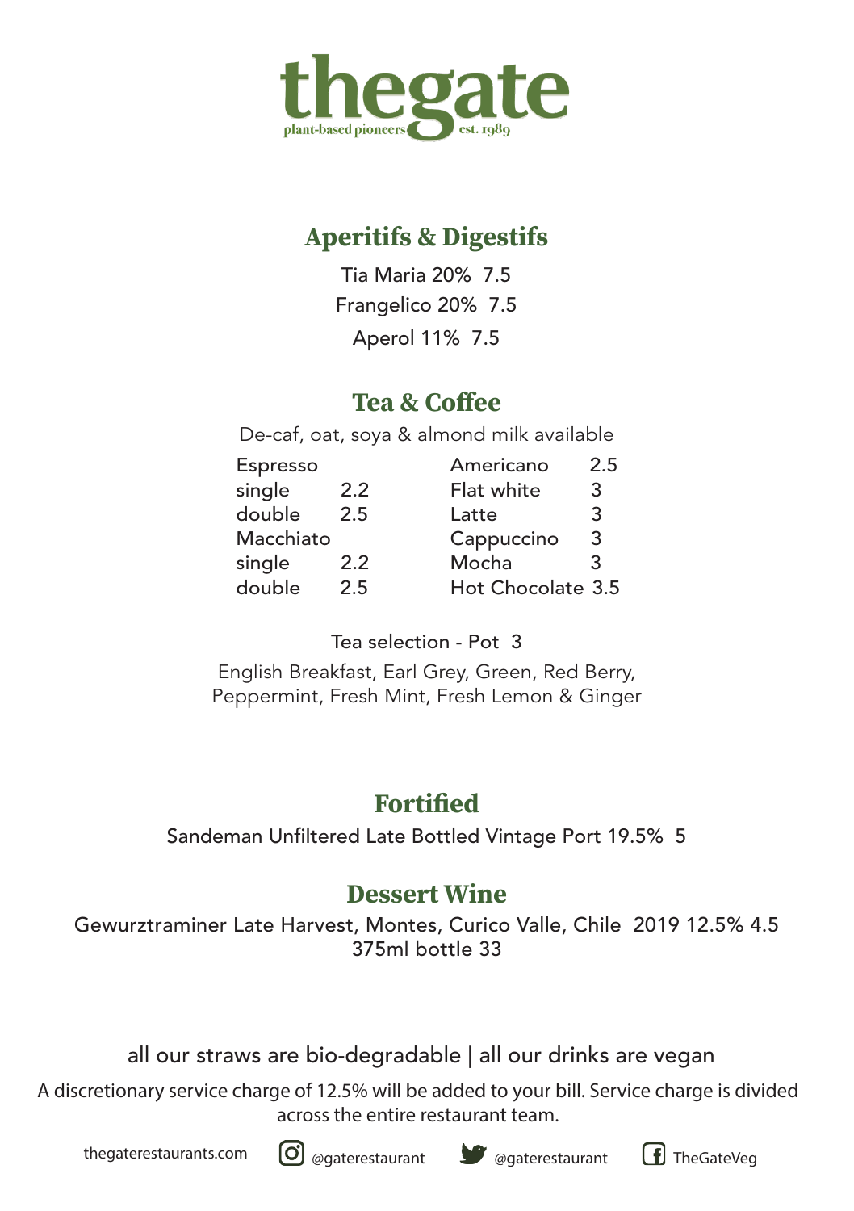# thegate

plant-based pioneers est. 1989

## Aperitifs & Digestifs

Tia Maria 20% 7.5

Frangelico 20% 7.5

Aperol 11% 7.5

## Tea & Coffee

De-caf, oat, soya & almond milk available

| | | | |
|---|---|---|---|
| Espresso | | Americano | 2.5 |
| single | 2.2 | Flat white | 3 |
| double | 2.5 | Latte | 3 |
| Macchiato | | Cappuccino | 3 |
| single | 2.2 | Mocha | 3 |
| double | 2.5 | Hot Chocolate | 3.5 |

Tea selection - Pot 3

English Breakfast, Earl Grey, Green, Red Berry, Peppermint, Fresh Mint, Fresh Lemon & Ginger

## Fortified

Sandeman Unfiltered Late Bottled Vintage Port 19.5% 5

## Dessert Wine

Gewurztraminer Late Harvest, Montes, Curico Valle, Chile 2019 12.5% 4.5
375ml bottle 33

all our straws are bio-degradable | all our drinks are vegan

A discretionary service charge of 12.5% will be added to your bill. Service charge is divided across the entire restaurant team.

thegaterestaurants.com @gaterestaurant @gaterestaurant TheGateVeg